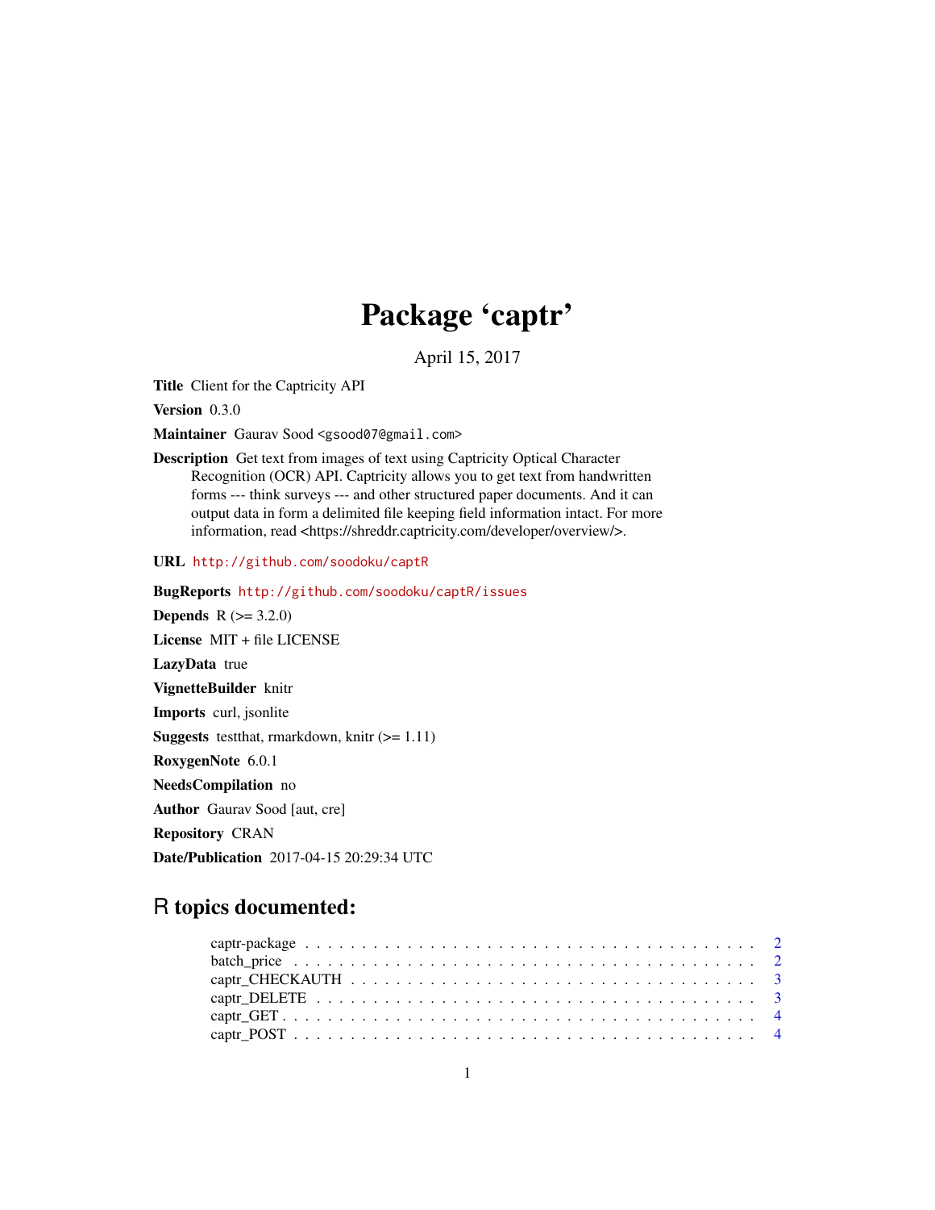# Package 'captr'

April 15, 2017

**Title** Client for the Captricity API

**Version** 0.3.0

**Maintainer** Gaurav Sood <gsood07@gmail.com>

**Description** Get text from images of text using Captricity Optical Character Recognition (OCR) API. Captricity allows you to get text from handwritten forms --- think surveys --- and other structured paper documents. And it can output data in form a delimited file keeping field information intact. For more information, read <https://shreddr.captricity.com/developer/overview/>.

**URL** http://github.com/soodoku/captR

**BugReports** http://github.com/soodoku/captR/issues

**Depends** R (>= 3.2.0)

**License** MIT + file LICENSE

**LazyData** true

**VignetteBuilder** knitr

**Imports** curl, jsonlite

**Suggests** testthat, rmarkdown, knitr (>= 1.11)

**RoxygenNote** 6.0.1

**NeedsCompilation** no

**Author** Gaurav Sood [aut, cre]

**Repository** CRAN

**Date/Publication** 2017-04-15 20:29:34 UTC

## R topics documented:

- captr-package . . . . . . . . . . . . . . . . . . . . . . . . . . . . . . . . . . . . . . . 2
- batch_price . . . . . . . . . . . . . . . . . . . . . . . . . . . . . . . . . . . . . . . . 2
- captr_CHECKAUTH . . . . . . . . . . . . . . . . . . . . . . . . . . . . . . . . . . . . 3
- captr_DELETE . . . . . . . . . . . . . . . . . . . . . . . . . . . . . . . . . . . . . . . 3
- captr_GET . . . . . . . . . . . . . . . . . . . . . . . . . . . . . . . . . . . . . . . . . 4
- captr_POST . . . . . . . . . . . . . . . . . . . . . . . . . . . . . . . . . . . . . . . . 4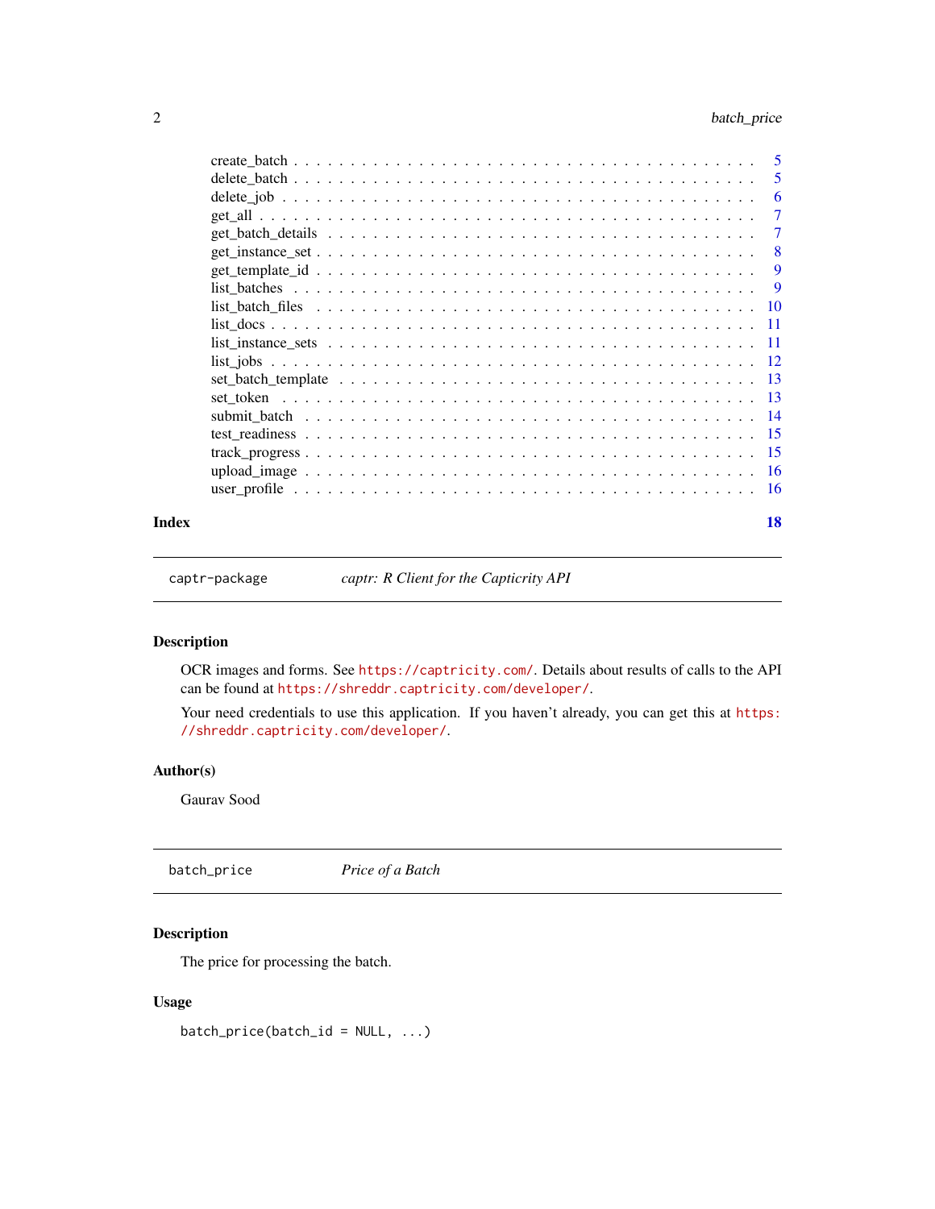create_batch . . . . . . . . . . . . . . . . . . . . . . . . . . . . . . . . . . . . . . 5
delete_batch . . . . . . . . . . . . . . . . . . . . . . . . . . . . . . . . . . . . . . 5
delete_job . . . . . . . . . . . . . . . . . . . . . . . . . . . . . . . . . . . . . . . 6
get_all . . . . . . . . . . . . . . . . . . . . . . . . . . . . . . . . . . . . . . . . 7
get_batch_details . . . . . . . . . . . . . . . . . . . . . . . . . . . . . . . . . . . 7
get_instance_set . . . . . . . . . . . . . . . . . . . . . . . . . . . . . . . . . . . . 8
get_template_id . . . . . . . . . . . . . . . . . . . . . . . . . . . . . . . . . . . . 9
list_batches . . . . . . . . . . . . . . . . . . . . . . . . . . . . . . . . . . . . . . 9
list_batch_files . . . . . . . . . . . . . . . . . . . . . . . . . . . . . . . . . . . . 10
list_docs . . . . . . . . . . . . . . . . . . . . . . . . . . . . . . . . . . . . . . . 11
list_instance_sets . . . . . . . . . . . . . . . . . . . . . . . . . . . . . . . . . . . 11
list_jobs . . . . . . . . . . . . . . . . . . . . . . . . . . . . . . . . . . . . . . . 12
set_batch_template . . . . . . . . . . . . . . . . . . . . . . . . . . . . . . . . . . 13
set_token . . . . . . . . . . . . . . . . . . . . . . . . . . . . . . . . . . . . . . . 13
submit_batch . . . . . . . . . . . . . . . . . . . . . . . . . . . . . . . . . . . . . 14
test_readiness . . . . . . . . . . . . . . . . . . . . . . . . . . . . . . . . . . . . . 15
track_progress . . . . . . . . . . . . . . . . . . . . . . . . . . . . . . . . . . . . . 15
upload_image . . . . . . . . . . . . . . . . . . . . . . . . . . . . . . . . . . . . . 16
user_profile . . . . . . . . . . . . . . . . . . . . . . . . . . . . . . . . . . . . . . 16

**Index** **18**

---

`captr-package` *captr: R Client for the Capticrity API*

---

### Description

OCR images and forms. See https://captricity.com/. Details about results of calls to the API can be found at https://shreddr.captricity.com/developer/.

Your need credentials to use this application. If you haven't already, you can get this at https://shreddr.captricity.com/developer/.

### Author(s)

Gaurav Sood

---

`batch_price` *Price of a Batch*

---

### Description

The price for processing the batch.

### Usage

```
batch_price(batch_id = NULL, ...)
```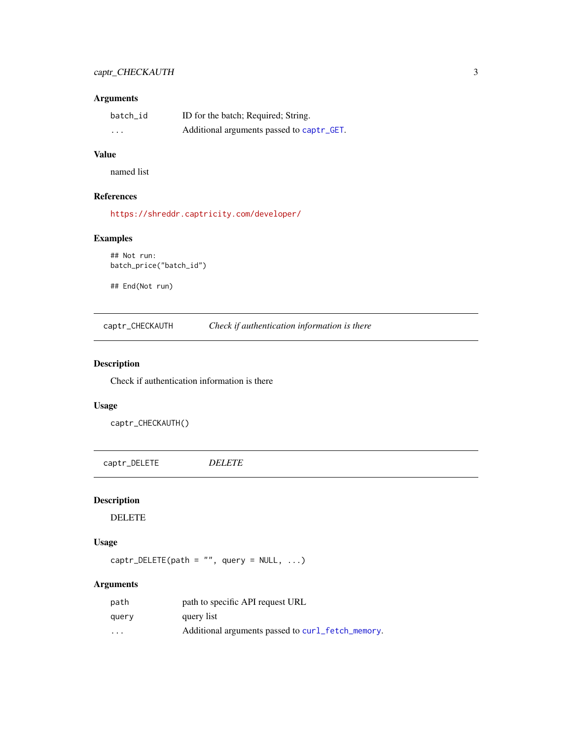### Arguments

| | |
|---|---|
| batch_id | ID for the batch; Required; String. |
| ... | Additional arguments passed to captr_GET. |

### Value

named list

### References

https://shreddr.captricity.com/developer/

### Examples

```
## Not run:
batch_price("batch_id")

## End(Not run)
```

---

## captr_CHECKAUTH — *Check if authentication information is there*

### Description

Check if authentication information is there

### Usage

```
captr_CHECKAUTH()
```

---

## captr_DELETE — *DELETE*

### Description

DELETE

### Usage

```
captr_DELETE(path = "", query = NULL, ...)
```

### Arguments

| | |
|---|---|
| path | path to specific API request URL |
| query | query list |
| ... | Additional arguments passed to curl_fetch_memory. |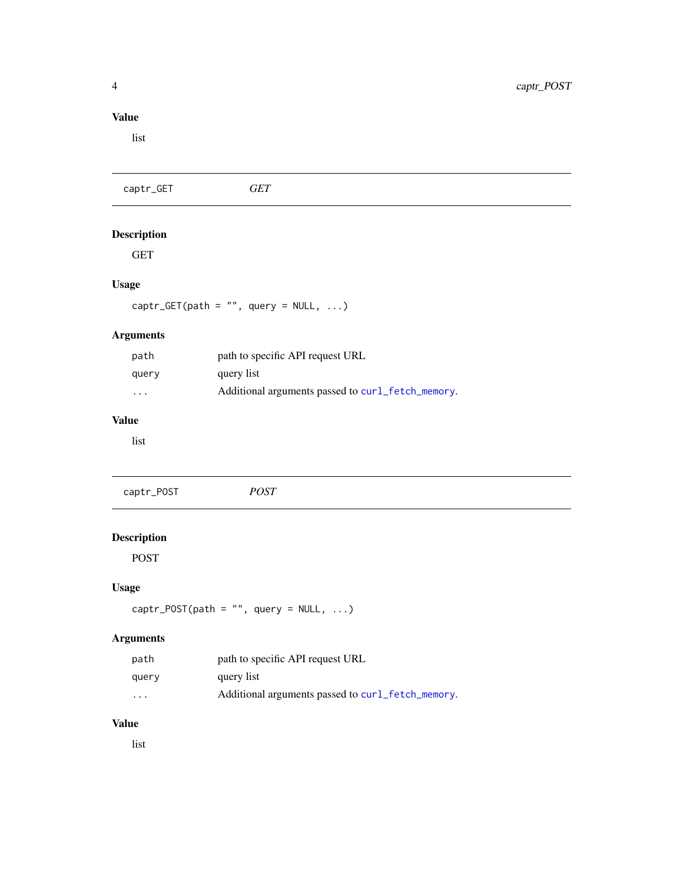### Value

list

---

## captr_GET — *GET*

---

### Description

GET

### Usage

```
captr_GET(path = "", query = NULL, ...)
```

### Arguments

| | |
|---|---|
| `path` | path to specific API request URL |
| `query` | query list |
| `...` | Additional arguments passed to `curl_fetch_memory`. |

### Value

list

---

## captr_POST — *POST*

---

### Description

POST

### Usage

```
captr_POST(path = "", query = NULL, ...)
```

### Arguments

| | |
|---|---|
| `path` | path to specific API request URL |
| `query` | query list |
| `...` | Additional arguments passed to `curl_fetch_memory`. |

### Value

list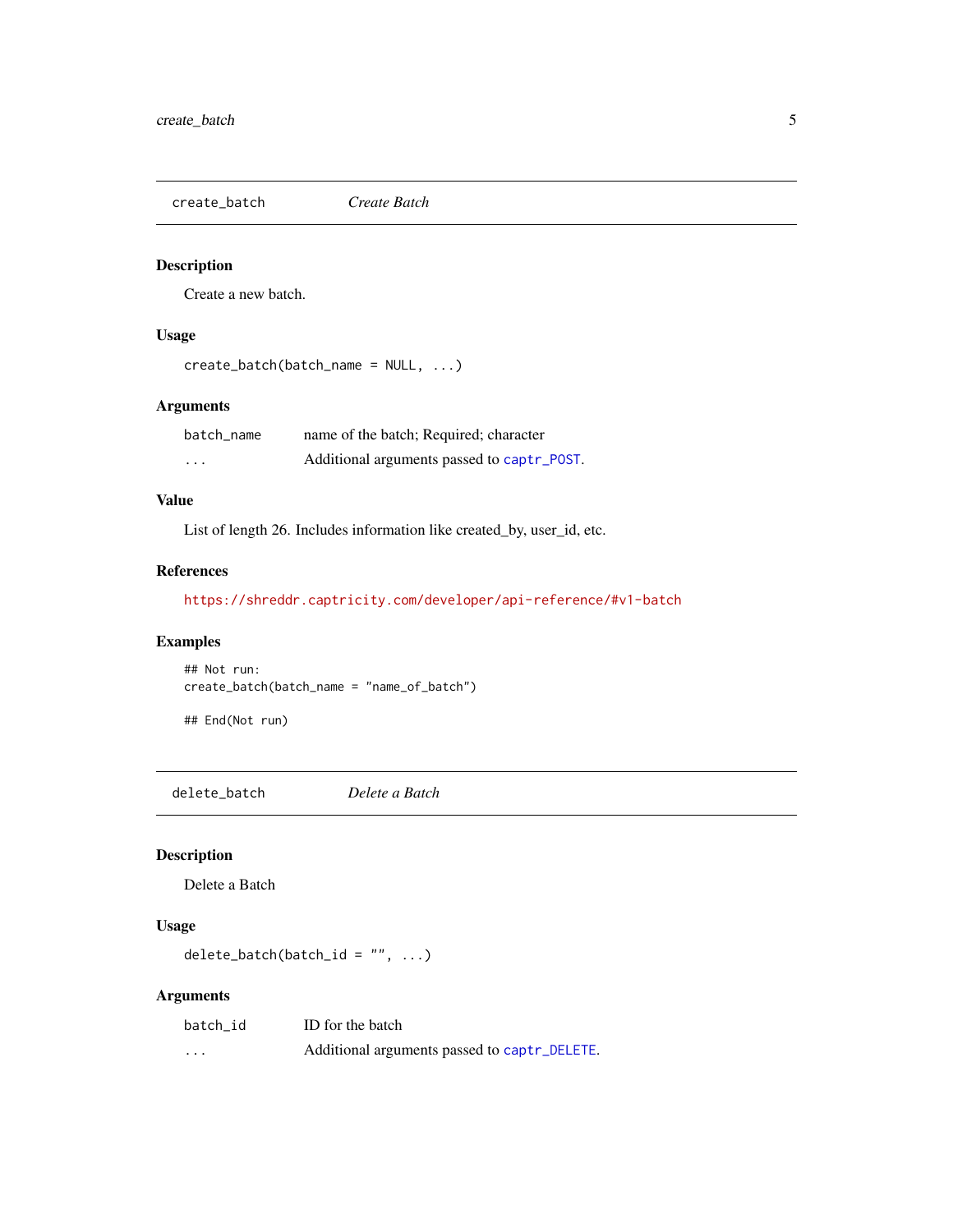## create_batch *Create Batch*

### Description

Create a new batch.

### Usage

```
create_batch(batch_name = NULL, ...)
```

### Arguments

| | |
|---|---|
| batch_name | name of the batch; Required; character |
| ... | Additional arguments passed to captr_POST. |

### Value

List of length 26. Includes information like created_by, user_id, etc.

### References

https://shreddr.captricity.com/developer/api-reference/#v1-batch

### Examples

```
## Not run:
create_batch(batch_name = "name_of_batch")

## End(Not run)
```

## delete_batch *Delete a Batch*

### Description

Delete a Batch

### Usage

```
delete_batch(batch_id = "", ...)
```

### Arguments

| | |
|---|---|
| batch_id | ID for the batch |
| ... | Additional arguments passed to captr_DELETE. |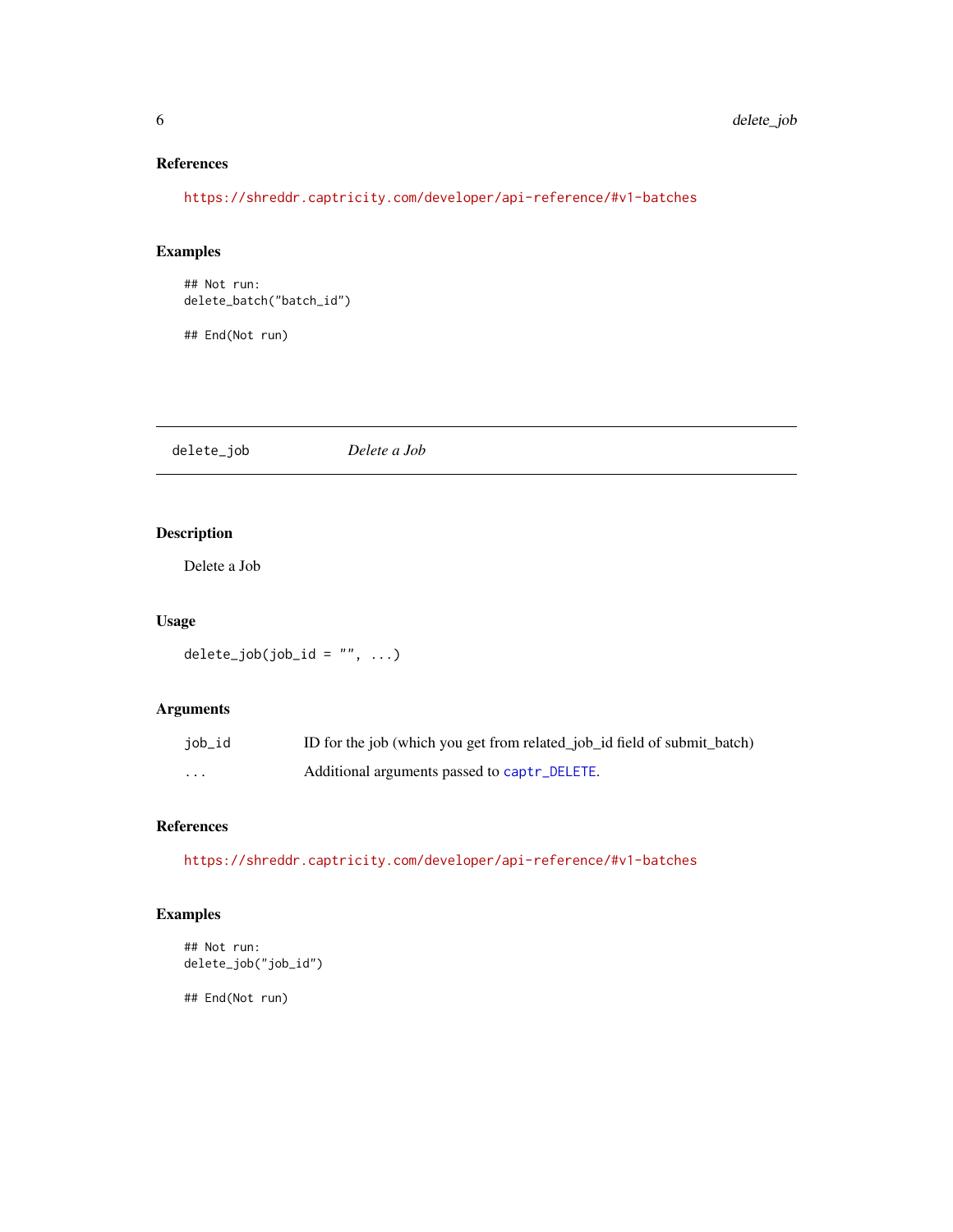### References

https://shreddr.captricity.com/developer/api-reference/#v1-batches

### Examples

```
## Not run:
delete_batch("batch_id")

## End(Not run)
```

---

## delete_job *Delete a Job*

---

### Description

Delete a Job

### Usage

```
delete_job(job_id = "", ...)
```

### Arguments

| | |
|---|---|
| job_id | ID for the job (which you get from related_job_id field of submit_batch) |
| ... | Additional arguments passed to `captr_DELETE`. |

### References

https://shreddr.captricity.com/developer/api-reference/#v1-batches

### Examples

```
## Not run:
delete_job("job_id")

## End(Not run)
```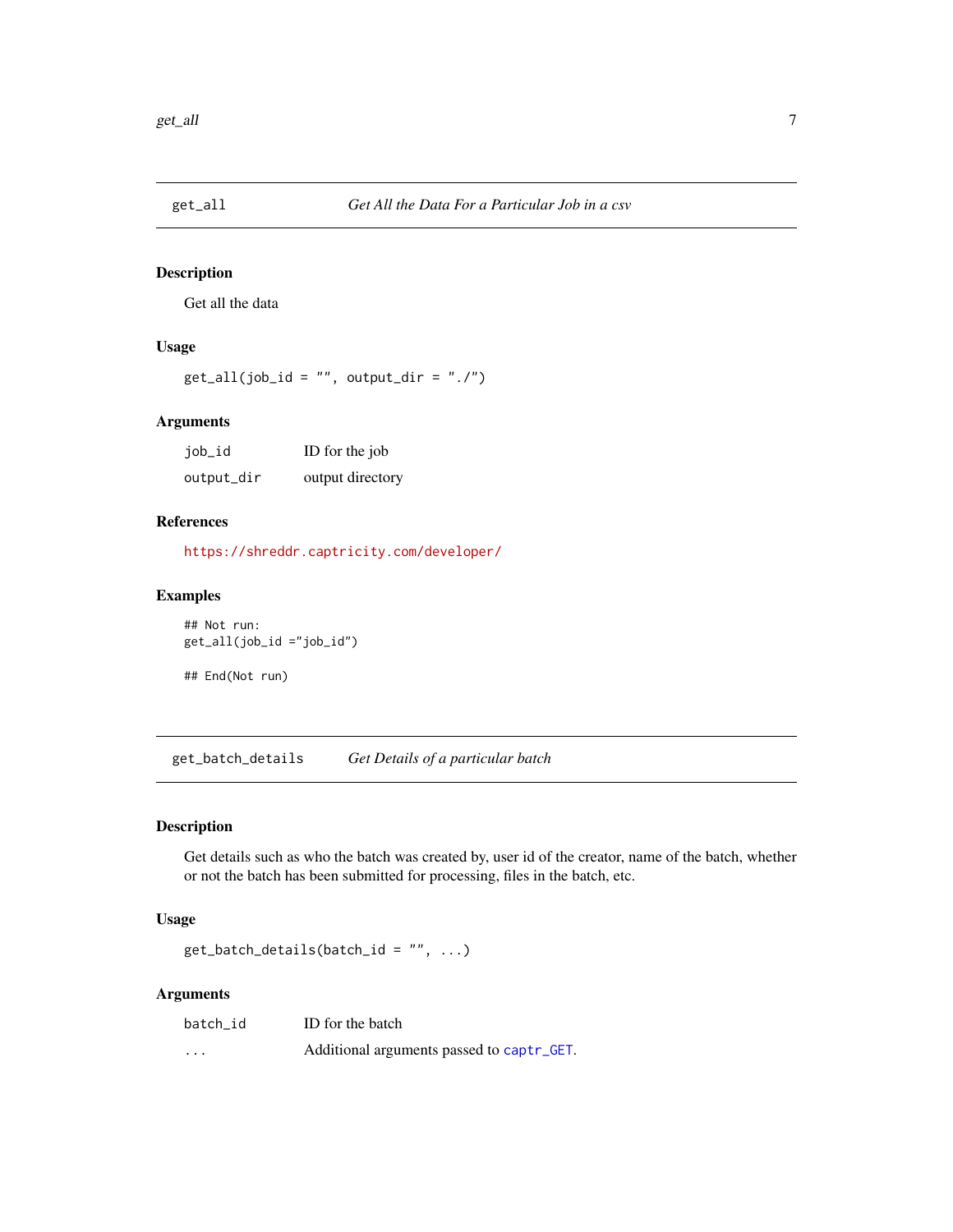## get_all — *Get All the Data For a Particular Job in a csv*

### Description

Get all the data

### Usage

```
get_all(job_id = "", output_dir = "./")
```

### Arguments

| | |
|---|---|
| job_id | ID for the job |
| output_dir | output directory |

### References

https://shreddr.captricity.com/developer/

### Examples

```
## Not run:
get_all(job_id ="job_id")

## End(Not run)
```

## get_batch_details — *Get Details of a particular batch*

### Description

Get details such as who the batch was created by, user id of the creator, name of the batch, whether or not the batch has been submitted for processing, files in the batch, etc.

### Usage

```
get_batch_details(batch_id = "", ...)
```

### Arguments

| | |
|---|---|
| batch_id | ID for the batch |
| ... | Additional arguments passed to captr_GET. |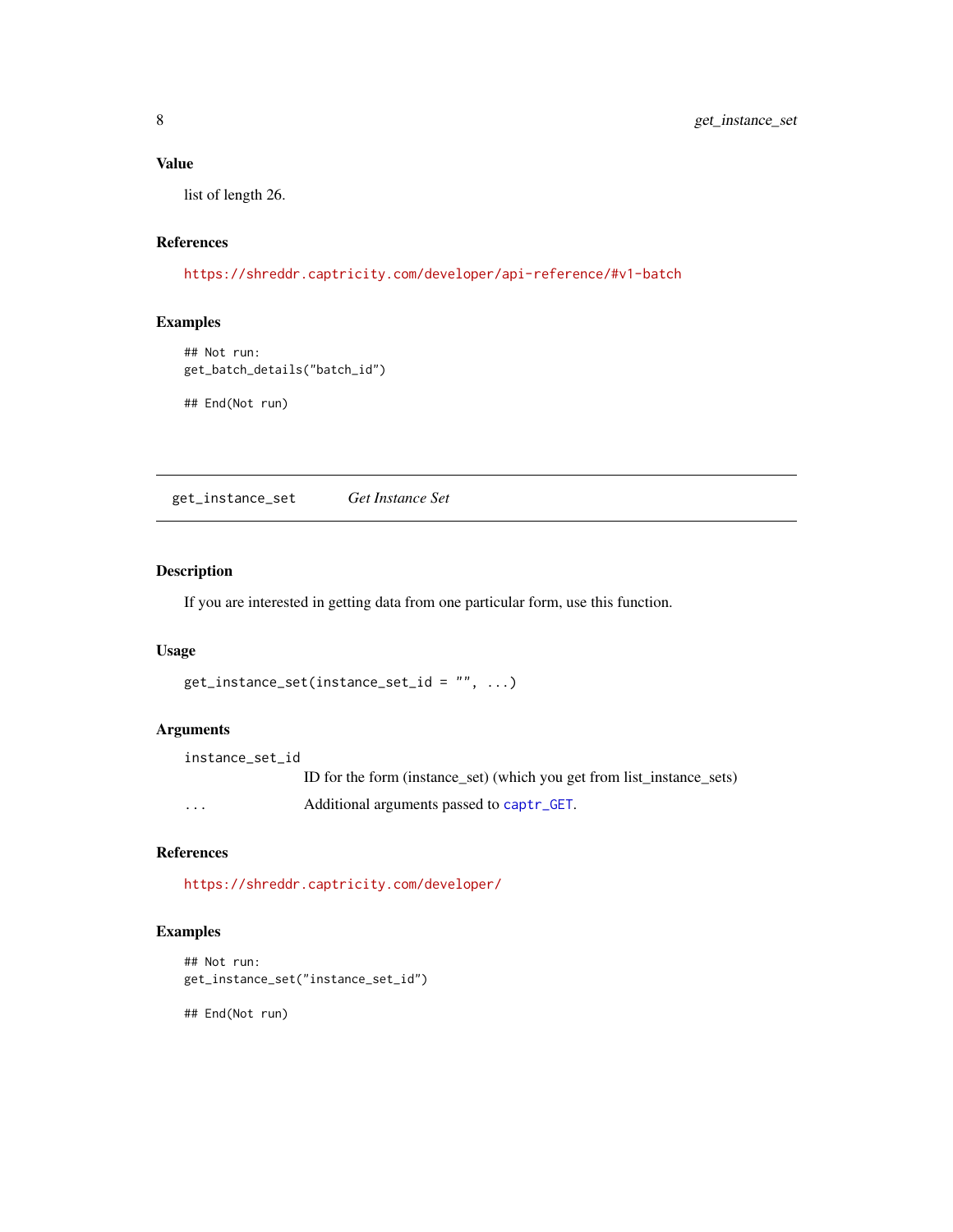### Value

list of length 26.

### References

https://shreddr.captricity.com/developer/api-reference/#v1-batch

### Examples

```
## Not run:
get_batch_details("batch_id")

## End(Not run)
```

---

## get_instance_set *Get Instance Set*

---

### Description

If you are interested in getting data from one particular form, use this function.

### Usage

```
get_instance_set(instance_set_id = "", ...)
```

### Arguments

| | |
|---|---|
| `instance_set_id` | ID for the form (instance_set) (which you get from list_instance_sets) |
| `...` | Additional arguments passed to `captr_GET`. |

### References

https://shreddr.captricity.com/developer/

### Examples

```
## Not run:
get_instance_set("instance_set_id")

## End(Not run)
```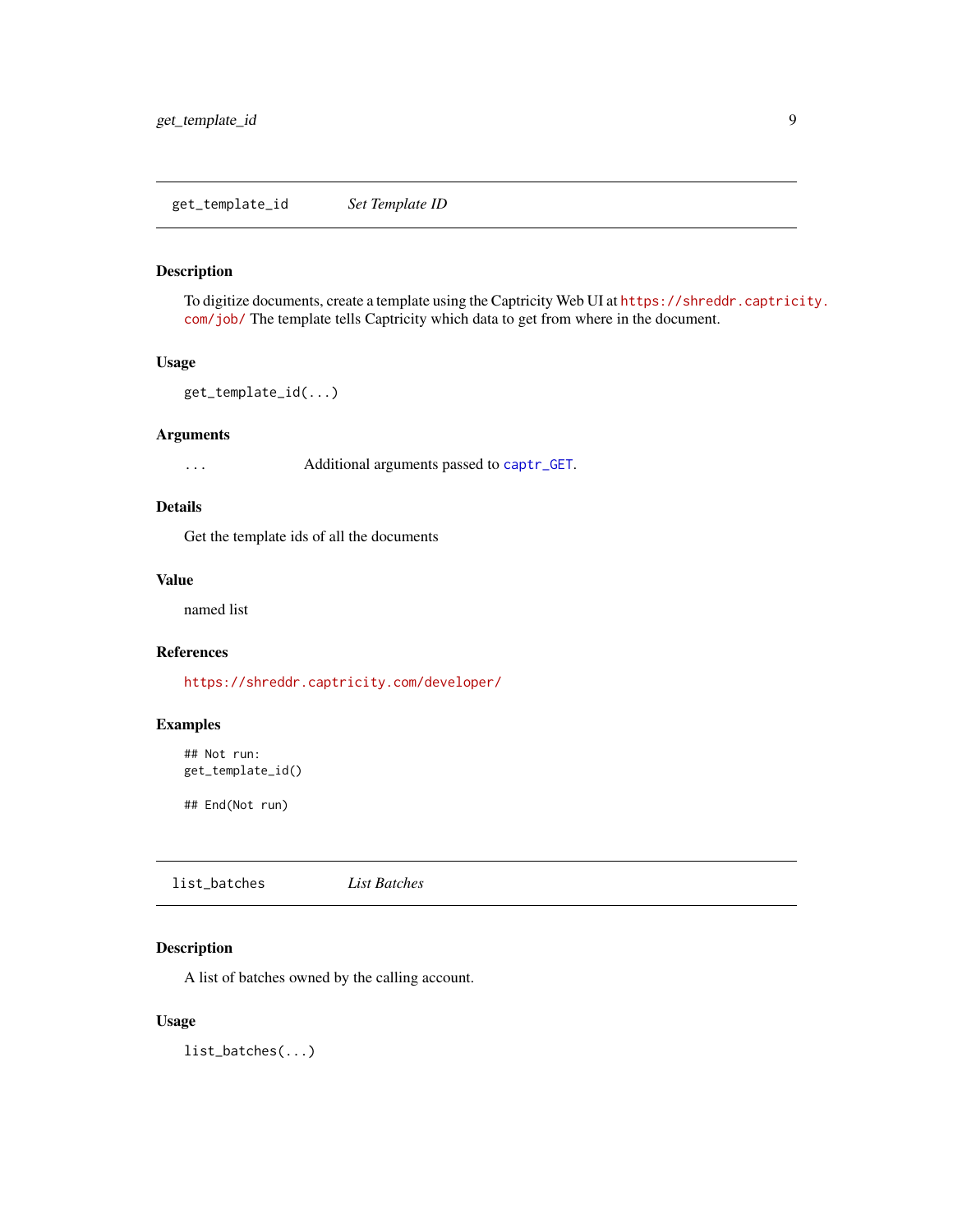## get_template_id    *Set Template ID*

### Description

To digitize documents, create a template using the Captricity Web UI at https://shreddr.captricity.com/job/ The template tells Captricity which data to get from where in the document.

### Usage

```
get_template_id(...)
```

### Arguments

`...`    Additional arguments passed to `captr_GET`.

### Details

Get the template ids of all the documents

### Value

named list

### References

https://shreddr.captricity.com/developer/

### Examples

```
## Not run:
get_template_id()

## End(Not run)
```

## list_batches    *List Batches*

### Description

A list of batches owned by the calling account.

### Usage

```
list_batches(...)
```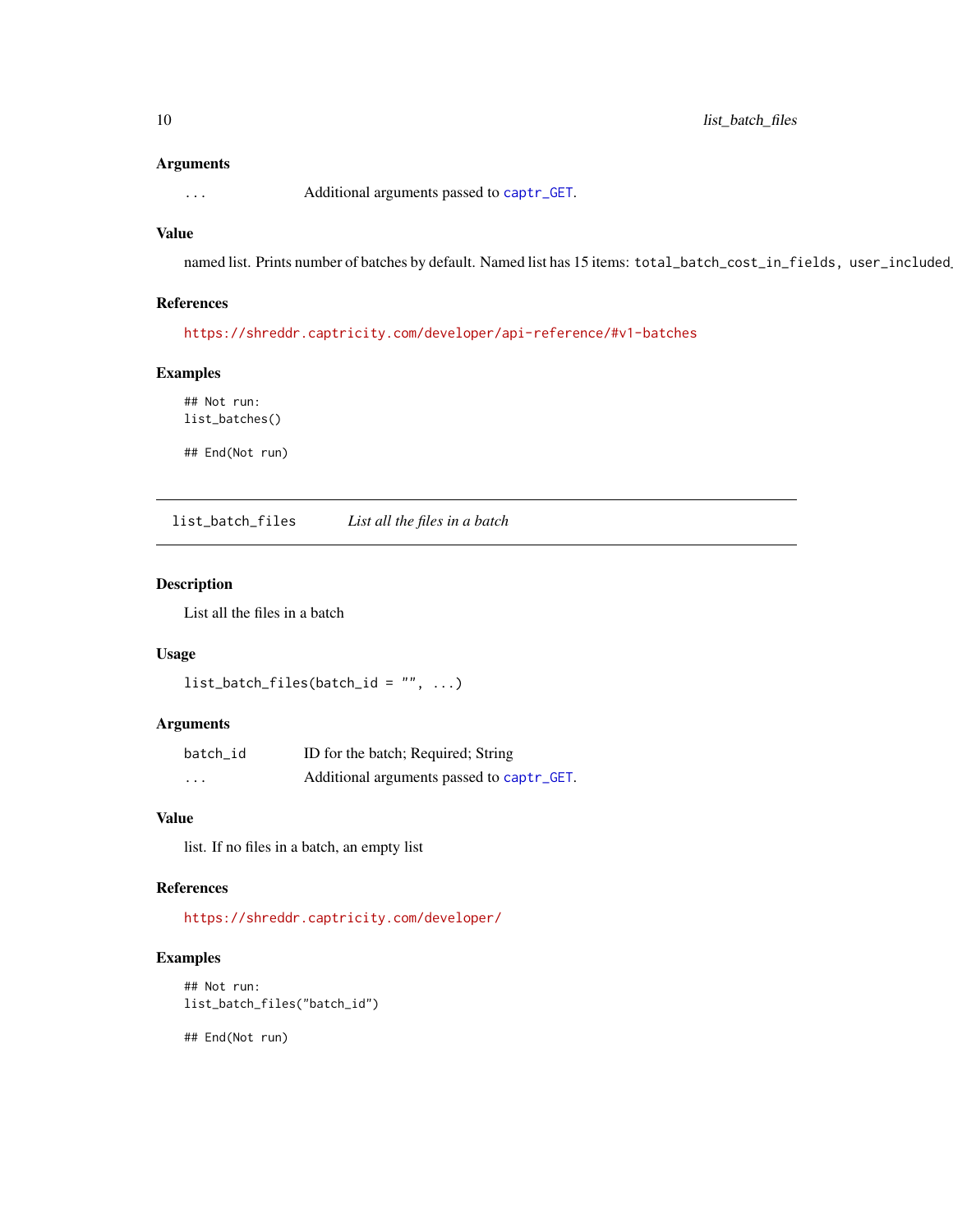### Arguments

| | |
|---|---|
| `...` | Additional arguments passed to `captr_GET`. |

### Value

named list. Prints number of batches by default. Named list has 15 items: `total_batch_cost_in_fields, user_included_`

### References

https://shreddr.captricity.com/developer/api-reference/#v1-batches

### Examples

```
## Not run:
list_batches()

## End(Not run)
```

---

## list_batch_files — *List all the files in a batch*

---

### Description

List all the files in a batch

### Usage

```
list_batch_files(batch_id = "", ...)
```

### Arguments

| | |
|---|---|
| `batch_id` | ID for the batch; Required; String |
| `...` | Additional arguments passed to `captr_GET`. |

### Value

list. If no files in a batch, an empty list

### References

https://shreddr.captricity.com/developer/

### Examples

```
## Not run:
list_batch_files("batch_id")

## End(Not run)
```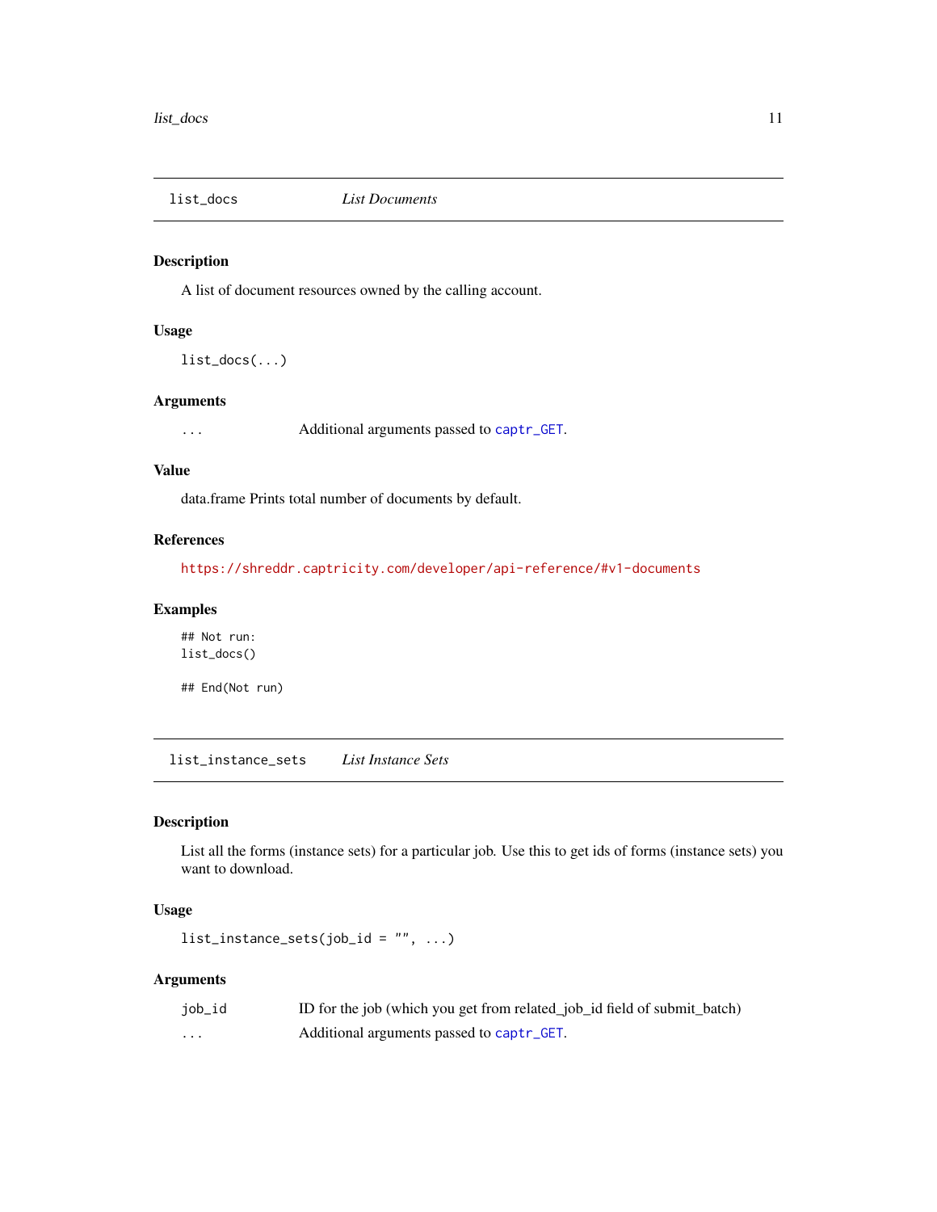## list_docs    *List Documents*

### Description

A list of document resources owned by the calling account.

### Usage

```
list_docs(...)
```

### Arguments

| | |
|---|---|
| ... | Additional arguments passed to captr_GET. |

### Value

data.frame Prints total number of documents by default.

### References

https://shreddr.captricity.com/developer/api-reference/#v1-documents

### Examples

```
## Not run:
list_docs()

## End(Not run)
```

## list_instance_sets    *List Instance Sets*

### Description

List all the forms (instance sets) for a particular job. Use this to get ids of forms (instance sets) you want to download.

### Usage

```
list_instance_sets(job_id = "", ...)
```

### Arguments

| | |
|---|---|
| job_id | ID for the job (which you get from related_job_id field of submit_batch) |
| ... | Additional arguments passed to captr_GET. |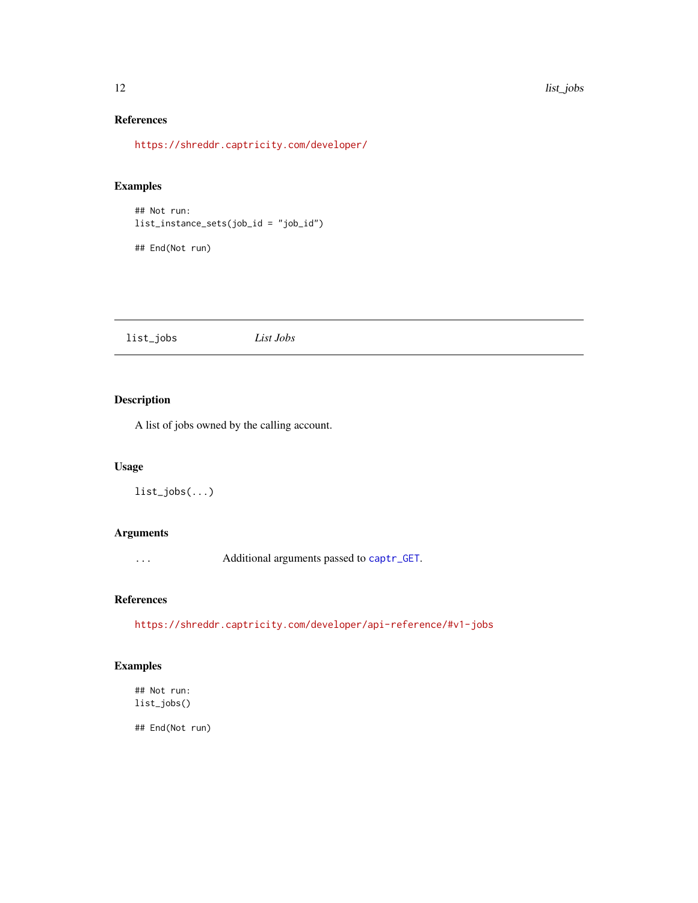### References

https://shreddr.captricity.com/developer/

### Examples

```
## Not run:
list_instance_sets(job_id = "job_id")

## End(Not run)
```

---

## list_jobs    *List Jobs*

---

### Description

A list of jobs owned by the calling account.

### Usage

```
list_jobs(...)
```

### Arguments

| | |
|---|---|
| ... | Additional arguments passed to `captr_GET`. |

### References

https://shreddr.captricity.com/developer/api-reference/#v1-jobs

### Examples

```
## Not run:
list_jobs()

## End(Not run)
```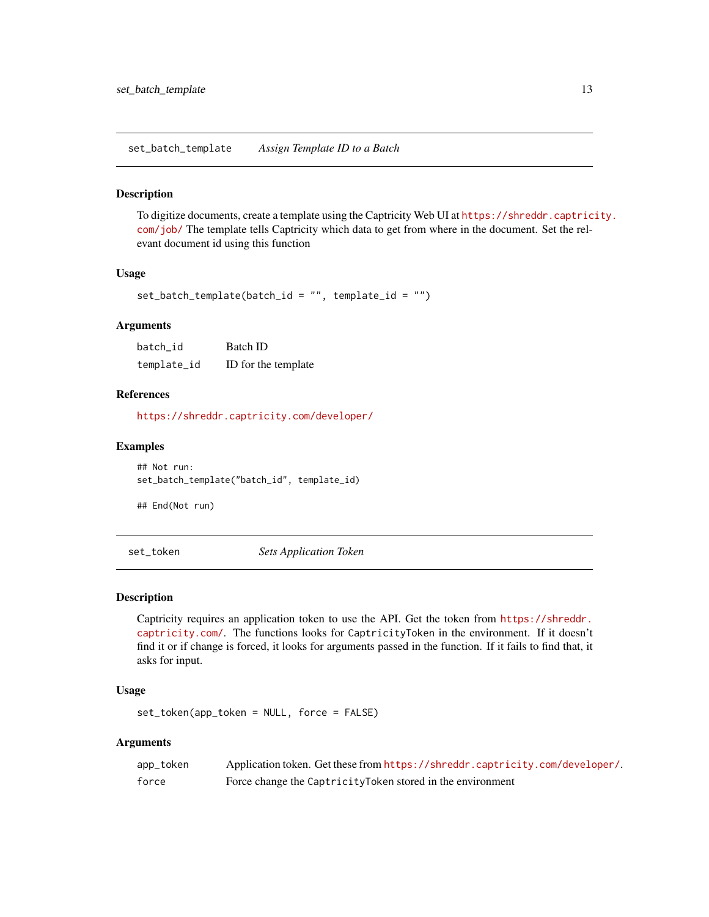## set_batch_template — *Assign Template ID to a Batch*

### Description

To digitize documents, create a template using the Captricity Web UI at https://shreddr.captricity.com/job/ The template tells Captricity which data to get from where in the document. Set the relevant document id using this function

### Usage

```
set_batch_template(batch_id = "", template_id = "")
```

### Arguments

| | |
|---|---|
| `batch_id` | Batch ID |
| `template_id` | ID for the template |

### References

https://shreddr.captricity.com/developer/

### Examples

```
## Not run:
set_batch_template("batch_id", template_id)

## End(Not run)
```

## set_token — *Sets Application Token*

### Description

Captricity requires an application token to use the API. Get the token from https://shreddr.captricity.com/. The functions looks for `CaptricityToken` in the environment. If it doesn't find it or if change is forced, it looks for arguments passed in the function. If it fails to find that, it asks for input.

### Usage

```
set_token(app_token = NULL, force = FALSE)
```

### Arguments

| | |
|---|---|
| `app_token` | Application token. Get these from https://shreddr.captricity.com/developer/. |
| `force` | Force change the `CaptricityToken` stored in the environment |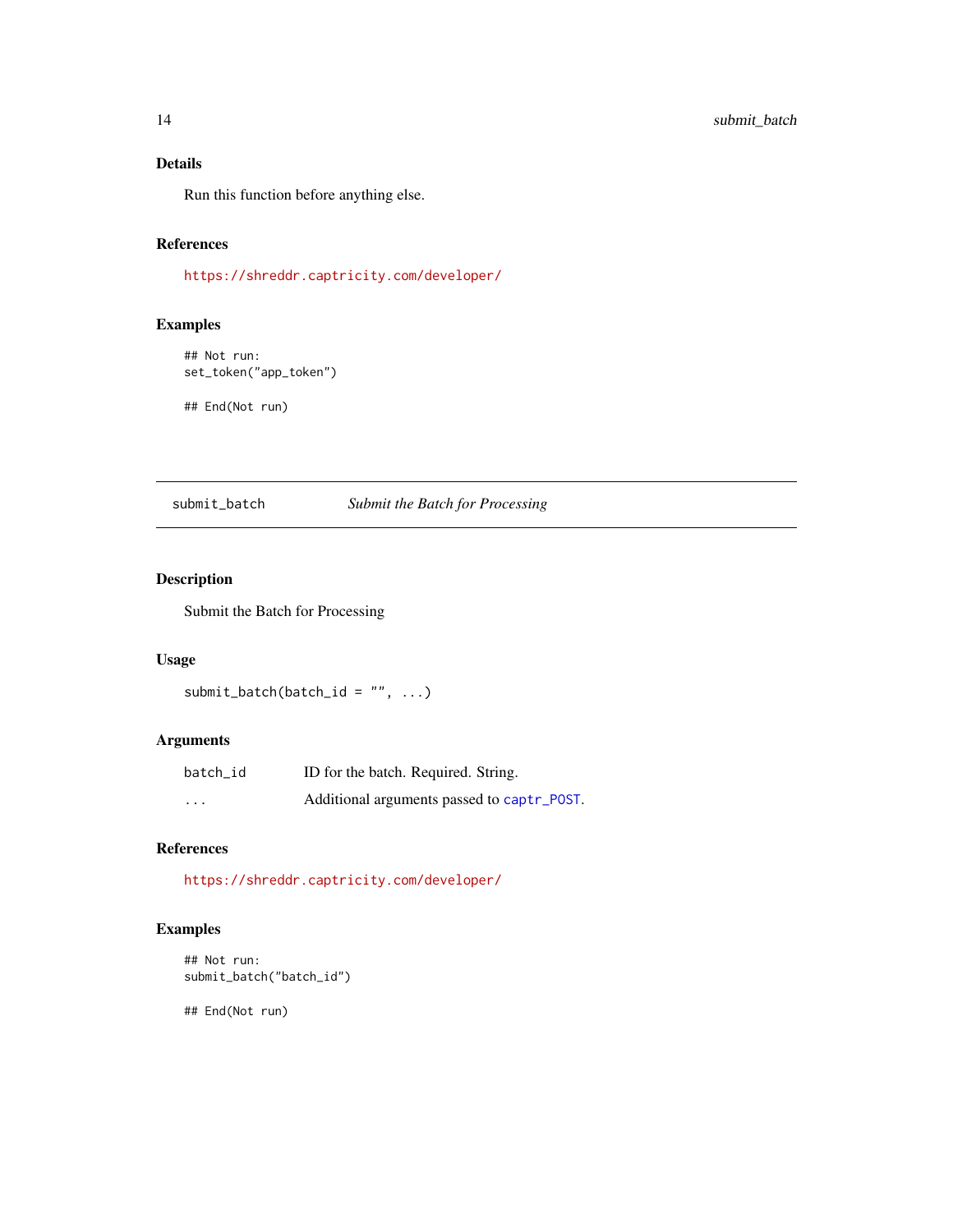### Details

Run this function before anything else.

### References

https://shreddr.captricity.com/developer/

### Examples

```
## Not run:
set_token("app_token")

## End(Not run)
```

---

## submit_batch — *Submit the Batch for Processing*

---

### Description

Submit the Batch for Processing

### Usage

```
submit_batch(batch_id = "", ...)
```

### Arguments

| | |
|---|---|
| batch_id | ID for the batch. Required. String. |
| ... | Additional arguments passed to captr_POST. |

### References

https://shreddr.captricity.com/developer/

### Examples

```
## Not run:
submit_batch("batch_id")

## End(Not run)
```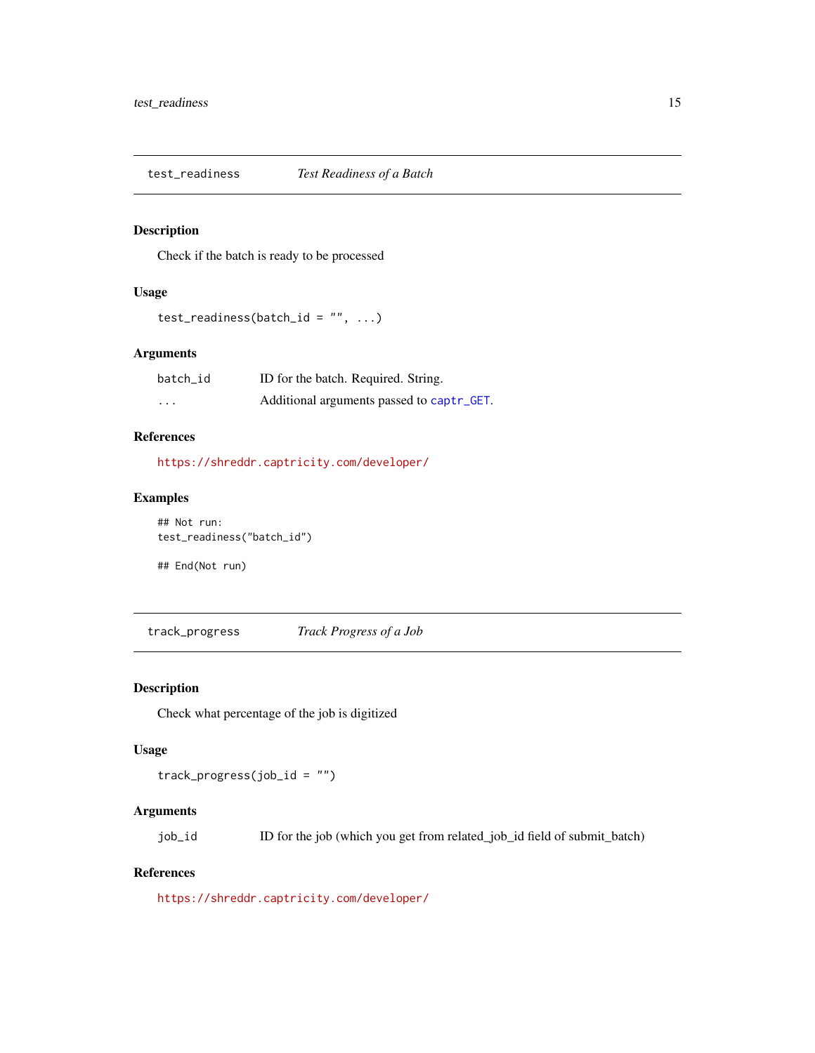## test_readiness — *Test Readiness of a Batch*

### Description

Check if the batch is ready to be processed

### Usage

```
test_readiness(batch_id = "", ...)
```

### Arguments

| | |
|---|---|
| `batch_id` | ID for the batch. Required. String. |
| `...` | Additional arguments passed to `captr_GET`. |

### References

https://shreddr.captricity.com/developer/

### Examples

```
## Not run:
test_readiness("batch_id")

## End(Not run)
```

## track_progress — *Track Progress of a Job*

### Description

Check what percentage of the job is digitized

### Usage

```
track_progress(job_id = "")
```

### Arguments

| | |
|---|---|
| `job_id` | ID for the job (which you get from related_job_id field of submit_batch) |

### References

https://shreddr.captricity.com/developer/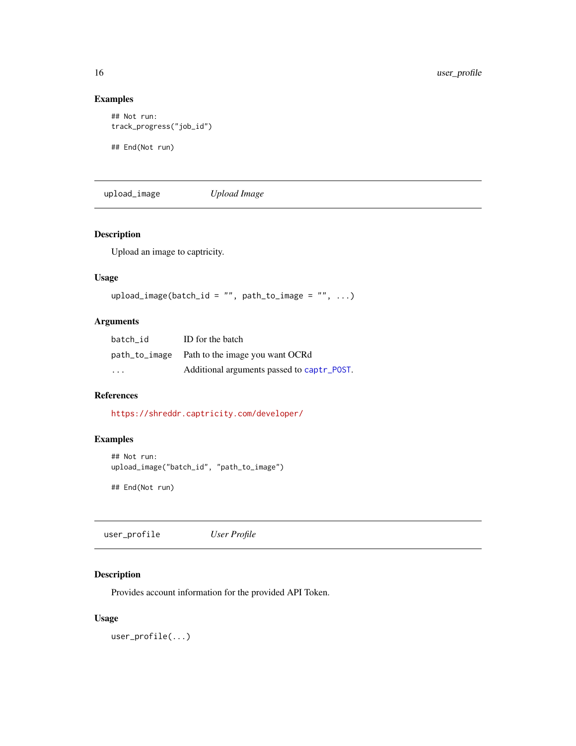### Examples

```
## Not run:
track_progress("job_id")

## End(Not run)
```

---

## upload_image — *Upload Image*

---

### Description

Upload an image to captricity.

### Usage

```
upload_image(batch_id = "", path_to_image = "", ...)
```

### Arguments

| | |
|---|---|
| `batch_id` | ID for the batch |
| `path_to_image` | Path to the image you want OCRd |
| `...` | Additional arguments passed to `captr_POST`. |

### References

https://shreddr.captricity.com/developer/

### Examples

```
## Not run:
upload_image("batch_id", "path_to_image")

## End(Not run)
```

---

## user_profile — *User Profile*

---

### Description

Provides account information for the provided API Token.

### Usage

```
user_profile(...)
```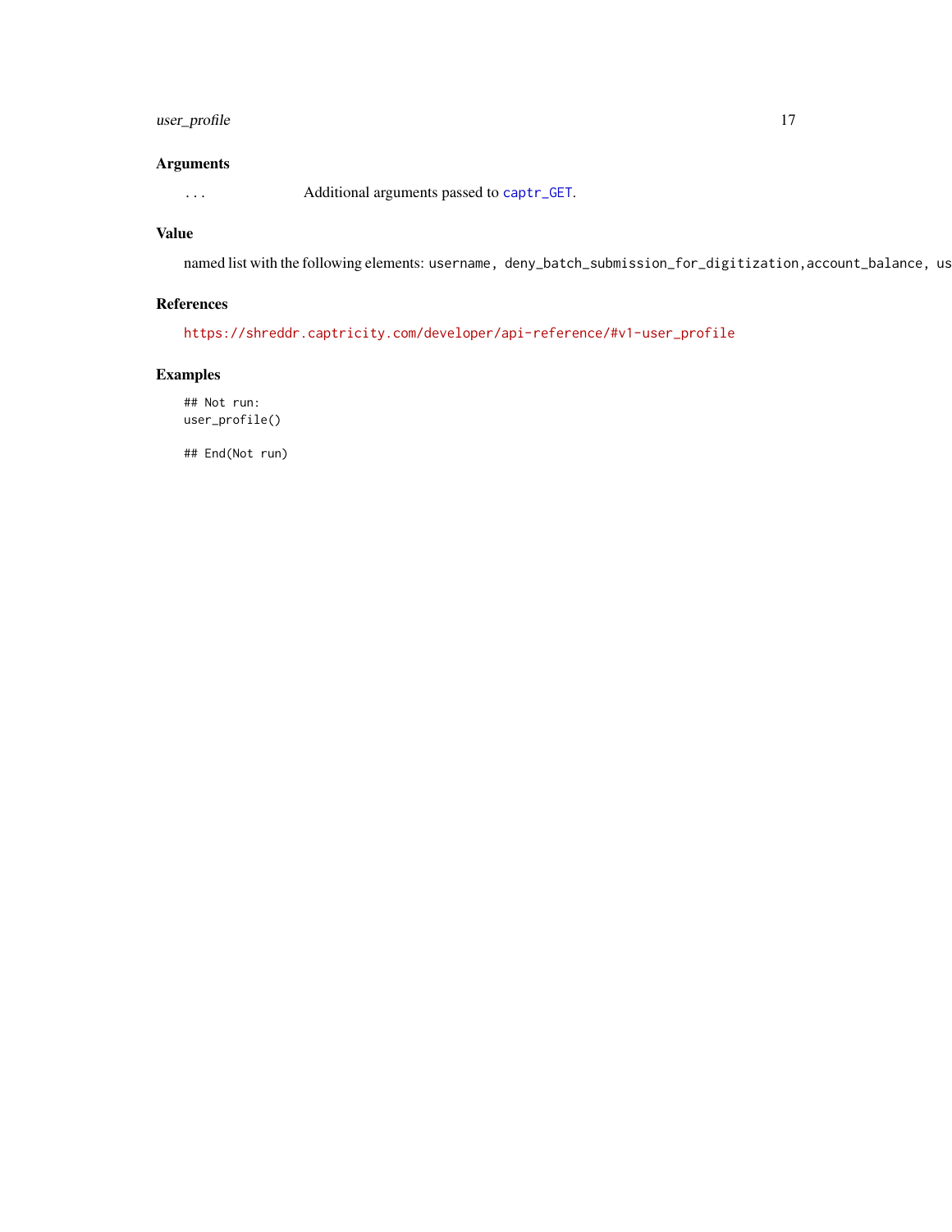## Arguments

... Additional arguments passed to `captr_GET`.

## Value

named list with the following elements: `username`, `deny_batch_submission_for_digitization`,`account_balance`, `us`

## References

https://shreddr.captricity.com/developer/api-reference/#v1-user_profile

## Examples

```
## Not run:
user_profile()

## End(Not run)
```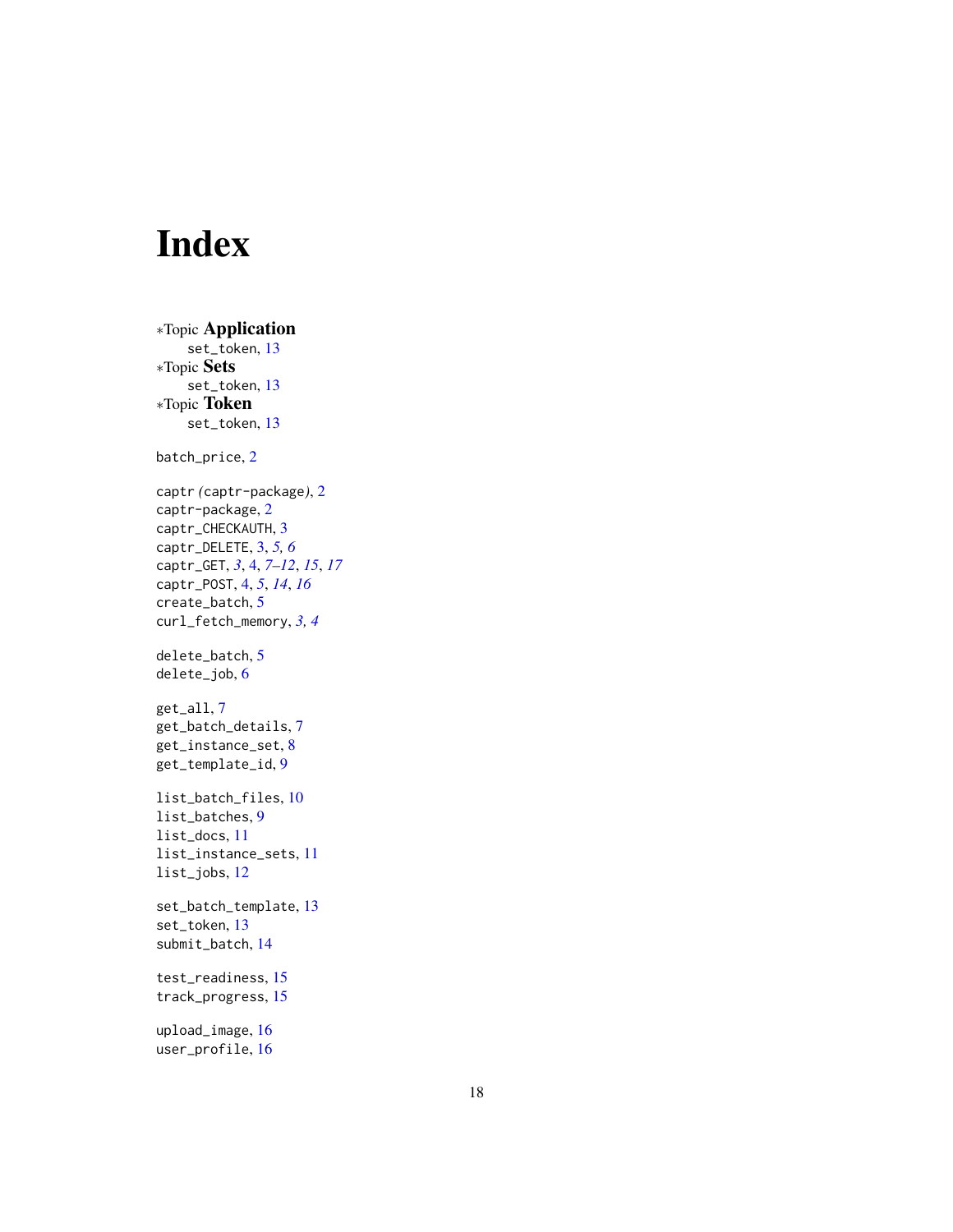# Index

∗Topic **Application**
  set_token, 13
∗Topic **Sets**
  set_token, 13
∗Topic **Token**
  set_token, 13

batch_price, 2

captr *(*captr-package*)*, 2
captr-package, 2
captr_CHECKAUTH, 3
captr_DELETE, 3, *5, 6*
captr_GET, *3*, 4, *7–12*, *15*, *17*
captr_POST, 4, *5*, *14*, *16*
create_batch, 5
curl_fetch_memory, *3, 4*

delete_batch, 5
delete_job, 6

get_all, 7
get_batch_details, 7
get_instance_set, 8
get_template_id, 9

list_batch_files, 10
list_batches, 9
list_docs, 11
list_instance_sets, 11
list_jobs, 12

set_batch_template, 13
set_token, 13
submit_batch, 14

test_readiness, 15
track_progress, 15

upload_image, 16
user_profile, 16